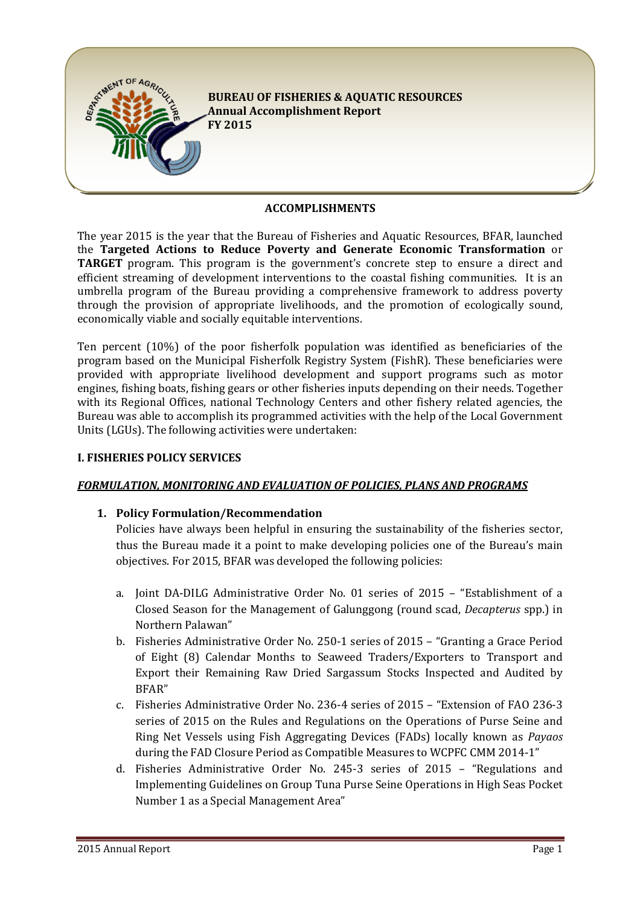**BUREAU OF FISHERIES & AQUATIC RESOURCES**
**Annual Accomplishment Report**
**FY 2015**

## ACCOMPLISHMENTS

The year 2015 is the year that the Bureau of Fisheries and Aquatic Resources, BFAR, launched the **Targeted Actions to Reduce Poverty and Generate Economic Transformation** or **TARGET** program. This program is the government's concrete step to ensure a direct and efficient streaming of development interventions to the coastal fishing communities. It is an umbrella program of the Bureau providing a comprehensive framework to address poverty through the provision of appropriate livelihoods, and the promotion of ecologically sound, economically viable and socially equitable interventions.

Ten percent (10%) of the poor fisherfolk population was identified as beneficiaries of the program based on the Municipal Fisherfolk Registry System (FishR). These beneficiaries were provided with appropriate livelihood development and support programs such as motor engines, fishing boats, fishing gears or other fisheries inputs depending on their needs. Together with its Regional Offices, national Technology Centers and other fishery related agencies, the Bureau was able to accomplish its programmed activities with the help of the Local Government Units (LGUs). The following activities were undertaken:

### I. FISHERIES POLICY SERVICES

#### ***FORMULATION, MONITORING AND EVALUATION OF POLICIES, PLANS AND PROGRAMS***

1. **Policy Formulation/Recommendation**

   Policies have always been helpful in ensuring the sustainability of the fisheries sector, thus the Bureau made it a point to make developing policies one of the Bureau's main objectives. For 2015, BFAR was developed the following policies:

   a. Joint DA-DILG Administrative Order No. 01 series of 2015 – "Establishment of a Closed Season for the Management of Galunggong (round scad, *Decapterus* spp.) in Northern Palawan"
   b. Fisheries Administrative Order No. 250-1 series of 2015 – "Granting a Grace Period of Eight (8) Calendar Months to Seaweed Traders/Exporters to Transport and Export their Remaining Raw Dried Sargassum Stocks Inspected and Audited by BFAR"
   c. Fisheries Administrative Order No. 236-4 series of 2015 – "Extension of FAO 236-3 series of 2015 on the Rules and Regulations on the Operations of Purse Seine and Ring Net Vessels using Fish Aggregating Devices (FADs) locally known as *Payaos* during the FAD Closure Period as Compatible Measures to WCPFC CMM 2014-1"
   d. Fisheries Administrative Order No. 245-3 series of 2015 – "Regulations and Implementing Guidelines on Group Tuna Purse Seine Operations in High Seas Pocket Number 1 as a Special Management Area"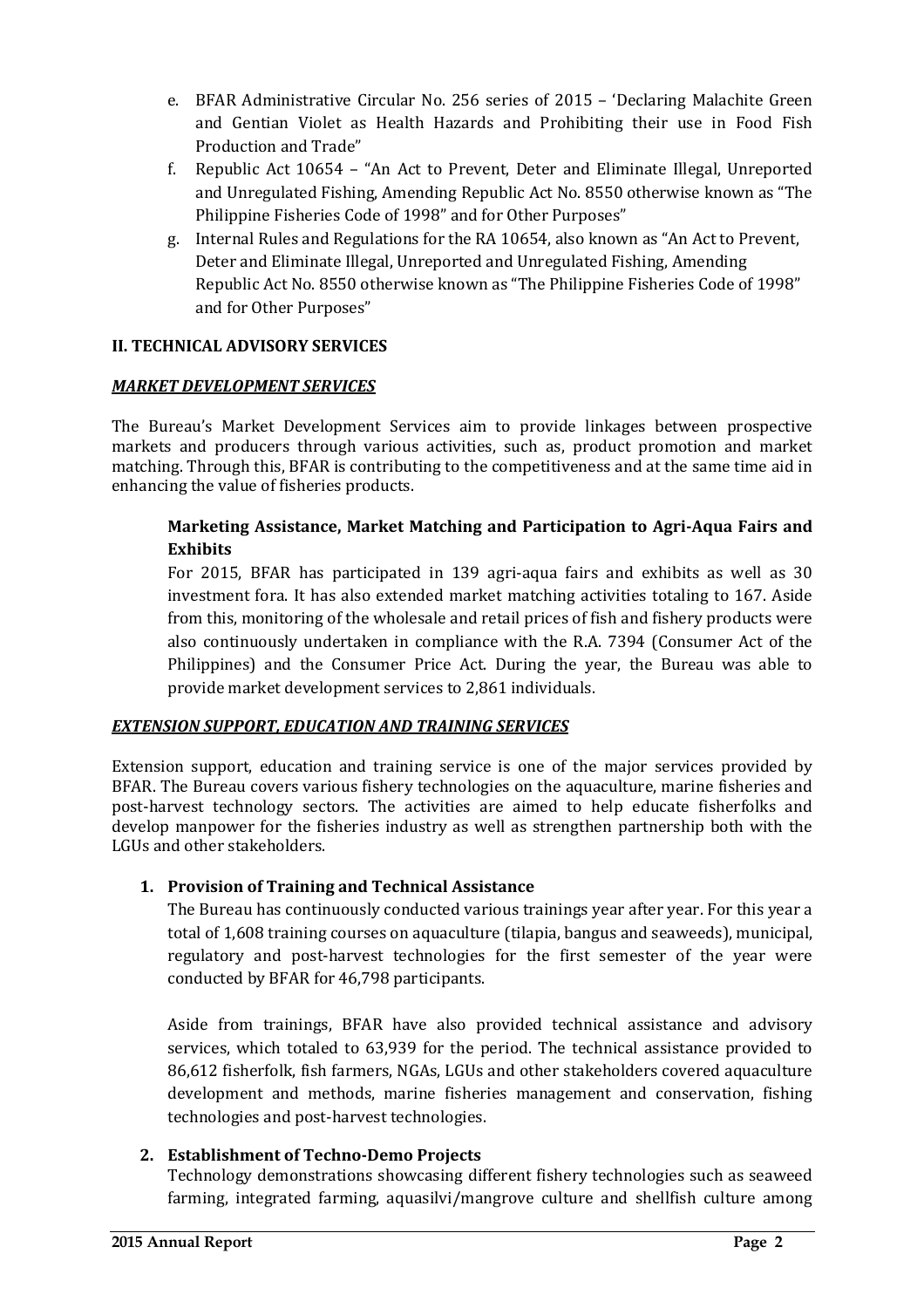e. BFAR Administrative Circular No. 256 series of 2015 – 'Declaring Malachite Green and Gentian Violet as Health Hazards and Prohibiting their use in Food Fish Production and Trade"
f. Republic Act 10654 – "An Act to Prevent, Deter and Eliminate Illegal, Unreported and Unregulated Fishing, Amending Republic Act No. 8550 otherwise known as "The Philippine Fisheries Code of 1998" and for Other Purposes"
g. Internal Rules and Regulations for the RA 10654, also known as "An Act to Prevent, Deter and Eliminate Illegal, Unreported and Unregulated Fishing, Amending Republic Act No. 8550 otherwise known as "The Philippine Fisheries Code of 1998" and for Other Purposes"

## II. TECHNICAL ADVISORY SERVICES

### ***MARKET DEVELOPMENT SERVICES***

The Bureau's Market Development Services aim to provide linkages between prospective markets and producers through various activities, such as, product promotion and market matching. Through this, BFAR is contributing to the competitiveness and at the same time aid in enhancing the value of fisheries products.

#### Marketing Assistance, Market Matching and Participation to Agri-Aqua Fairs and Exhibits

For 2015, BFAR has participated in 139 agri-aqua fairs and exhibits as well as 30 investment fora. It has also extended market matching activities totaling to 167. Aside from this, monitoring of the wholesale and retail prices of fish and fishery products were also continuously undertaken in compliance with the R.A. 7394 (Consumer Act of the Philippines) and the Consumer Price Act. During the year, the Bureau was able to provide market development services to 2,861 individuals.

### ***EXTENSION SUPPORT, EDUCATION AND TRAINING SERVICES***

Extension support, education and training service is one of the major services provided by BFAR. The Bureau covers various fishery technologies on the aquaculture, marine fisheries and post-harvest technology sectors. The activities are aimed to help educate fisherfolks and develop manpower for the fisheries industry as well as strengthen partnership both with the LGUs and other stakeholders.

1. **Provision of Training and Technical Assistance**

   The Bureau has continuously conducted various trainings year after year. For this year a total of 1,608 training courses on aquaculture (tilapia, bangus and seaweeds), municipal, regulatory and post-harvest technologies for the first semester of the year were conducted by BFAR for 46,798 participants.

   Aside from trainings, BFAR have also provided technical assistance and advisory services, which totaled to 63,939 for the period. The technical assistance provided to 86,612 fisherfolk, fish farmers, NGAs, LGUs and other stakeholders covered aquaculture development and methods, marine fisheries management and conservation, fishing technologies and post-harvest technologies.

2. **Establishment of Techno-Demo Projects**

   Technology demonstrations showcasing different fishery technologies such as seaweed farming, integrated farming, aquasilvi/mangrove culture and shellfish culture among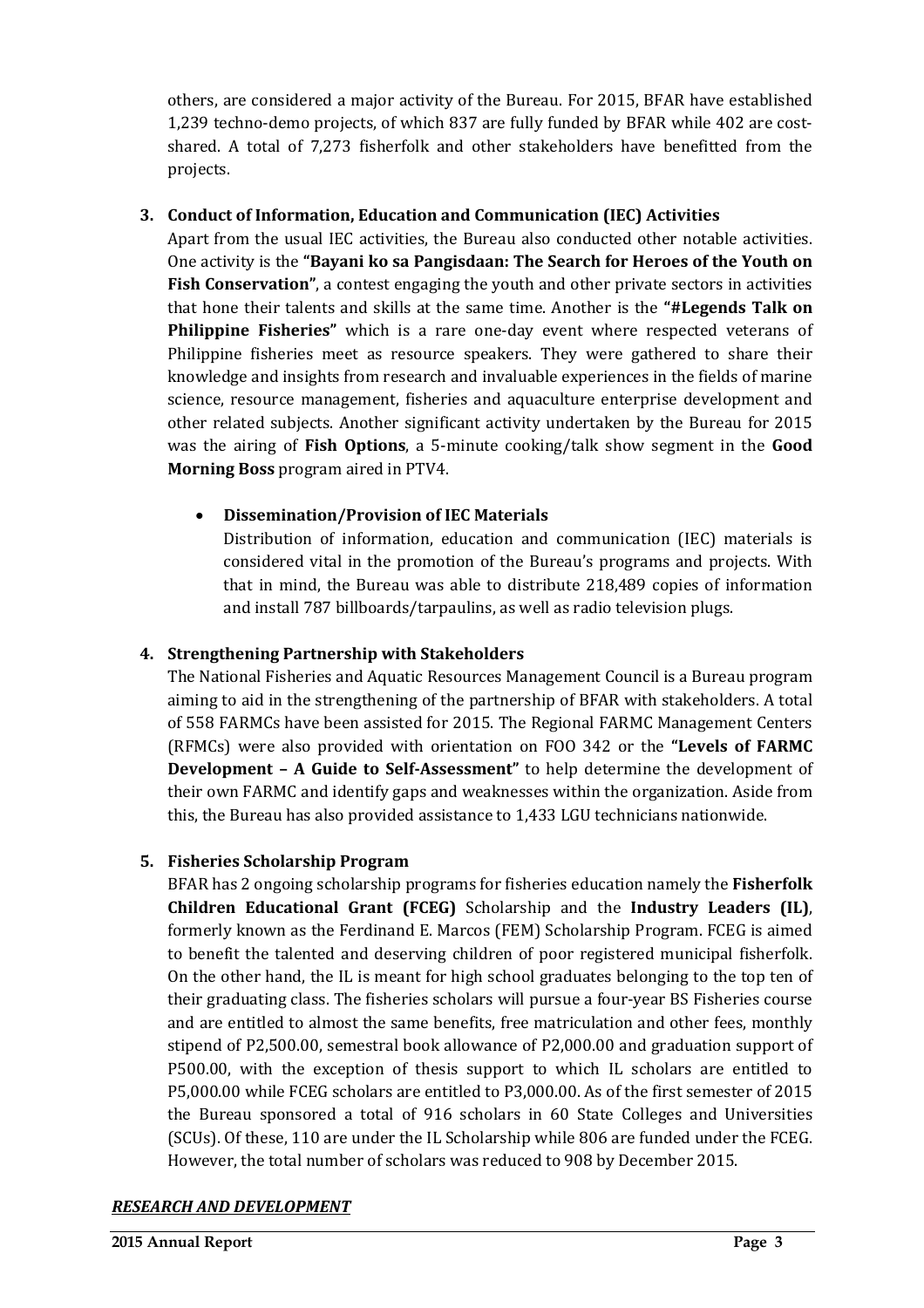others, are considered a major activity of the Bureau. For 2015, BFAR have established 1,239 techno-demo projects, of which 837 are fully funded by BFAR while 402 are cost-shared. A total of 7,273 fisherfolk and other stakeholders have benefitted from the projects.

**3. Conduct of Information, Education and Communication (IEC) Activities**

Apart from the usual IEC activities, the Bureau also conducted other notable activities. One activity is the **"Bayani ko sa Pangisdaan: The Search for Heroes of the Youth on Fish Conservation"**, a contest engaging the youth and other private sectors in activities that hone their talents and skills at the same time. Another is the **"#Legends Talk on Philippine Fisheries"** which is a rare one-day event where respected veterans of Philippine fisheries meet as resource speakers. They were gathered to share their knowledge and insights from research and invaluable experiences in the fields of marine science, resource management, fisheries and aquaculture enterprise development and other related subjects. Another significant activity undertaken by the Bureau for 2015 was the airing of **Fish Options**, a 5-minute cooking/talk show segment in the **Good Morning Boss** program aired in PTV4.

- **Dissemination/Provision of IEC Materials**

  Distribution of information, education and communication (IEC) materials is considered vital in the promotion of the Bureau's programs and projects. With that in mind, the Bureau was able to distribute 218,489 copies of information and install 787 billboards/tarpaulins, as well as radio television plugs.

**4. Strengthening Partnership with Stakeholders**

The National Fisheries and Aquatic Resources Management Council is a Bureau program aiming to aid in the strengthening of the partnership of BFAR with stakeholders. A total of 558 FARMCs have been assisted for 2015. The Regional FARMC Management Centers (RFMCs) were also provided with orientation on FOO 342 or the **"Levels of FARMC Development – A Guide to Self-Assessment"** to help determine the development of their own FARMC and identify gaps and weaknesses within the organization. Aside from this, the Bureau has also provided assistance to 1,433 LGU technicians nationwide.

**5. Fisheries Scholarship Program**

BFAR has 2 ongoing scholarship programs for fisheries education namely the **Fisherfolk Children Educational Grant (FCEG)** Scholarship and the **Industry Leaders (IL)**, formerly known as the Ferdinand E. Marcos (FEM) Scholarship Program. FCEG is aimed to benefit the talented and deserving children of poor registered municipal fisherfolk. On the other hand, the IL is meant for high school graduates belonging to the top ten of their graduating class. The fisheries scholars will pursue a four-year BS Fisheries course and are entitled to almost the same benefits, free matriculation and other fees, monthly stipend of P2,500.00, semestral book allowance of P2,000.00 and graduation support of P500.00, with the exception of thesis support to which IL scholars are entitled to P5,000.00 while FCEG scholars are entitled to P3,000.00. As of the first semester of 2015 the Bureau sponsored a total of 916 scholars in 60 State Colleges and Universities (SCUs). Of these, 110 are under the IL Scholarship while 806 are funded under the FCEG. However, the total number of scholars was reduced to 908 by December 2015.

***RESEARCH AND DEVELOPMENT***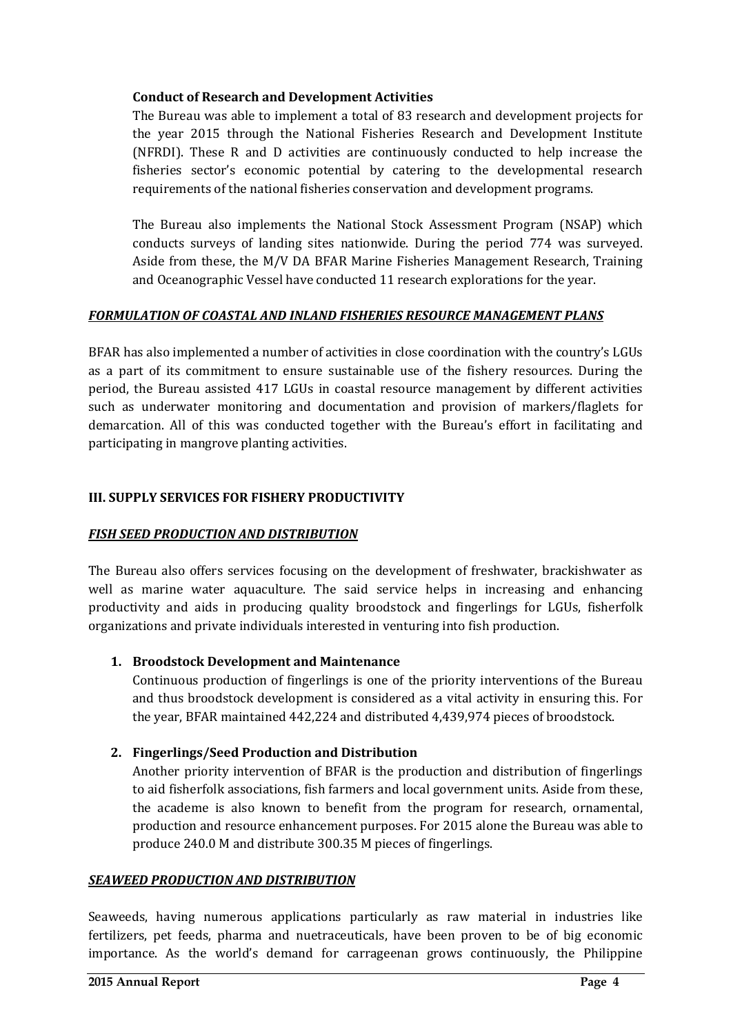**Conduct of Research and Development Activities**

The Bureau was able to implement a total of 83 research and development projects for the year 2015 through the National Fisheries Research and Development Institute (NFRDI). These R and D activities are continuously conducted to help increase the fisheries sector's economic potential by catering to the developmental research requirements of the national fisheries conservation and development programs.

The Bureau also implements the National Stock Assessment Program (NSAP) which conducts surveys of landing sites nationwide. During the period 774 was surveyed. Aside from these, the M/V DA BFAR Marine Fisheries Management Research, Training and Oceanographic Vessel have conducted 11 research explorations for the year.

***FORMULATION OF COASTAL AND INLAND FISHERIES RESOURCE MANAGEMENT PLANS***

BFAR has also implemented a number of activities in close coordination with the country's LGUs as a part of its commitment to ensure sustainable use of the fishery resources. During the period, the Bureau assisted 417 LGUs in coastal resource management by different activities such as underwater monitoring and documentation and provision of markers/flaglets for demarcation. All of this was conducted together with the Bureau's effort in facilitating and participating in mangrove planting activities.

## III. SUPPLY SERVICES FOR FISHERY PRODUCTIVITY

***FISH SEED PRODUCTION AND DISTRIBUTION***

The Bureau also offers services focusing on the development of freshwater, brackishwater as well as marine water aquaculture. The said service helps in increasing and enhancing productivity and aids in producing quality broodstock and fingerlings for LGUs, fisherfolk organizations and private individuals interested in venturing into fish production.

1. **Broodstock Development and Maintenance**

   Continuous production of fingerlings is one of the priority interventions of the Bureau and thus broodstock development is considered as a vital activity in ensuring this. For the year, BFAR maintained 442,224 and distributed 4,439,974 pieces of broodstock.

2. **Fingerlings/Seed Production and Distribution**

   Another priority intervention of BFAR is the production and distribution of fingerlings to aid fisherfolk associations, fish farmers and local government units. Aside from these, the academe is also known to benefit from the program for research, ornamental, production and resource enhancement purposes. For 2015 alone the Bureau was able to produce 240.0 M and distribute 300.35 M pieces of fingerlings.

***SEAWEED PRODUCTION AND DISTRIBUTION***

Seaweeds, having numerous applications particularly as raw material in industries like fertilizers, pet feeds, pharma and nuetraceuticals, have been proven to be of big economic importance. As the world's demand for carrageenan grows continuously, the Philippine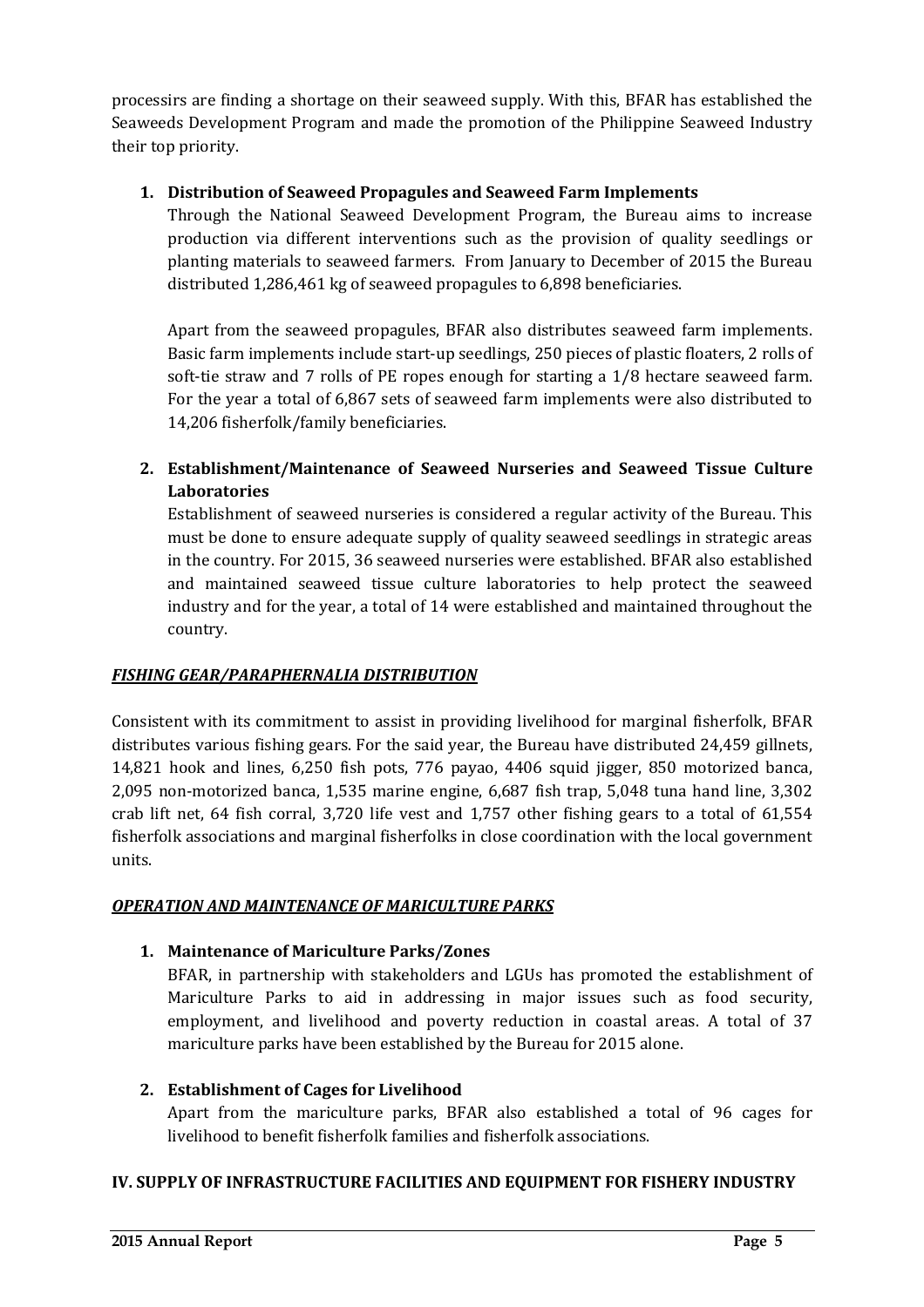processirs are finding a shortage on their seaweed supply. With this, BFAR has established the Seaweeds Development Program and made the promotion of the Philippine Seaweed Industry their top priority.

1. **Distribution of Seaweed Propagules and Seaweed Farm Implements**

   Through the National Seaweed Development Program, the Bureau aims to increase production via different interventions such as the provision of quality seedlings or planting materials to seaweed farmers. From January to December of 2015 the Bureau distributed 1,286,461 kg of seaweed propagules to 6,898 beneficiaries.

   Apart from the seaweed propagules, BFAR also distributes seaweed farm implements. Basic farm implements include start-up seedlings, 250 pieces of plastic floaters, 2 rolls of soft-tie straw and 7 rolls of PE ropes enough for starting a 1/8 hectare seaweed farm. For the year a total of 6,867 sets of seaweed farm implements were also distributed to 14,206 fisherfolk/family beneficiaries.

2. **Establishment/Maintenance of Seaweed Nurseries and Seaweed Tissue Culture Laboratories**

   Establishment of seaweed nurseries is considered a regular activity of the Bureau. This must be done to ensure adequate supply of quality seaweed seedlings in strategic areas in the country. For 2015, 36 seaweed nurseries were established. BFAR also established and maintained seaweed tissue culture laboratories to help protect the seaweed industry and for the year, a total of 14 were established and maintained throughout the country.

***FISHING GEAR/PARAPHERNALIA DISTRIBUTION***

Consistent with its commitment to assist in providing livelihood for marginal fisherfolk, BFAR distributes various fishing gears. For the said year, the Bureau have distributed 24,459 gillnets, 14,821 hook and lines, 6,250 fish pots, 776 payao, 4406 squid jigger, 850 motorized banca, 2,095 non-motorized banca, 1,535 marine engine, 6,687 fish trap, 5,048 tuna hand line, 3,302 crab lift net, 64 fish corral, 3,720 life vest and 1,757 other fishing gears to a total of 61,554 fisherfolk associations and marginal fisherfolks in close coordination with the local government units.

***OPERATION AND MAINTENANCE OF MARICULTURE PARKS***

1. **Maintenance of Mariculture Parks/Zones**

   BFAR, in partnership with stakeholders and LGUs has promoted the establishment of Mariculture Parks to aid in addressing in major issues such as food security, employment, and livelihood and poverty reduction in coastal areas. A total of 37 mariculture parks have been established by the Bureau for 2015 alone.

2. **Establishment of Cages for Livelihood**

   Apart from the mariculture parks, BFAR also established a total of 96 cages for livelihood to benefit fisherfolk families and fisherfolk associations.

**IV. SUPPLY OF INFRASTRUCTURE FACILITIES AND EQUIPMENT FOR FISHERY INDUSTRY**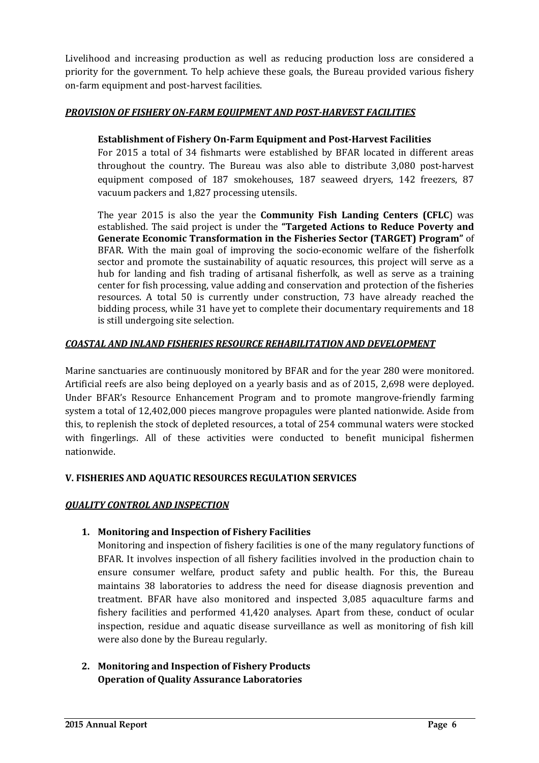Livelihood and increasing production as well as reducing production loss are considered a priority for the government. To help achieve these goals, the Bureau provided various fishery on-farm equipment and post-harvest facilities.

***PROVISION OF FISHERY ON-FARM EQUIPMENT AND POST-HARVEST FACILITIES***

**Establishment of Fishery On-Farm Equipment and Post-Harvest Facilities**

For 2015 a total of 34 fishmarts were established by BFAR located in different areas throughout the country. The Bureau was also able to distribute 3,080 post-harvest equipment composed of 187 smokehouses, 187 seaweed dryers, 142 freezers, 87 vacuum packers and 1,827 processing utensils.

The year 2015 is also the year the **Community Fish Landing Centers (CFLC**) was established. The said project is under the **"Targeted Actions to Reduce Poverty and Generate Economic Transformation in the Fisheries Sector (TARGET) Program"** of BFAR. With the main goal of improving the socio-economic welfare of the fisherfolk sector and promote the sustainability of aquatic resources, this project will serve as a hub for landing and fish trading of artisanal fisherfolk, as well as serve as a training center for fish processing, value adding and conservation and protection of the fisheries resources. A total 50 is currently under construction, 73 have already reached the bidding process, while 31 have yet to complete their documentary requirements and 18 is still undergoing site selection.

***COASTAL AND INLAND FISHERIES RESOURCE REHABILITATION AND DEVELOPMENT***

Marine sanctuaries are continuously monitored by BFAR and for the year 280 were monitored. Artificial reefs are also being deployed on a yearly basis and as of 2015, 2,698 were deployed. Under BFAR's Resource Enhancement Program and to promote mangrove-friendly farming system a total of 12,402,000 pieces mangrove propagules were planted nationwide. Aside from this, to replenish the stock of depleted resources, a total of 254 communal waters were stocked with fingerlings. All of these activities were conducted to benefit municipal fishermen nationwide.

## V. FISHERIES AND AQUATIC RESOURCES REGULATION SERVICES

***QUALITY CONTROL AND INSPECTION***

1. **Monitoring and Inspection of Fishery Facilities**

   Monitoring and inspection of fishery facilities is one of the many regulatory functions of BFAR. It involves inspection of all fishery facilities involved in the production chain to ensure consumer welfare, product safety and public health. For this, the Bureau maintains 38 laboratories to address the need for disease diagnosis prevention and treatment. BFAR have also monitored and inspected 3,085 aquaculture farms and fishery facilities and performed 41,420 analyses. Apart from these, conduct of ocular inspection, residue and aquatic disease surveillance as well as monitoring of fish kill were also done by the Bureau regularly.

2. **Monitoring and Inspection of Fishery Products**

   **Operation of Quality Assurance Laboratories**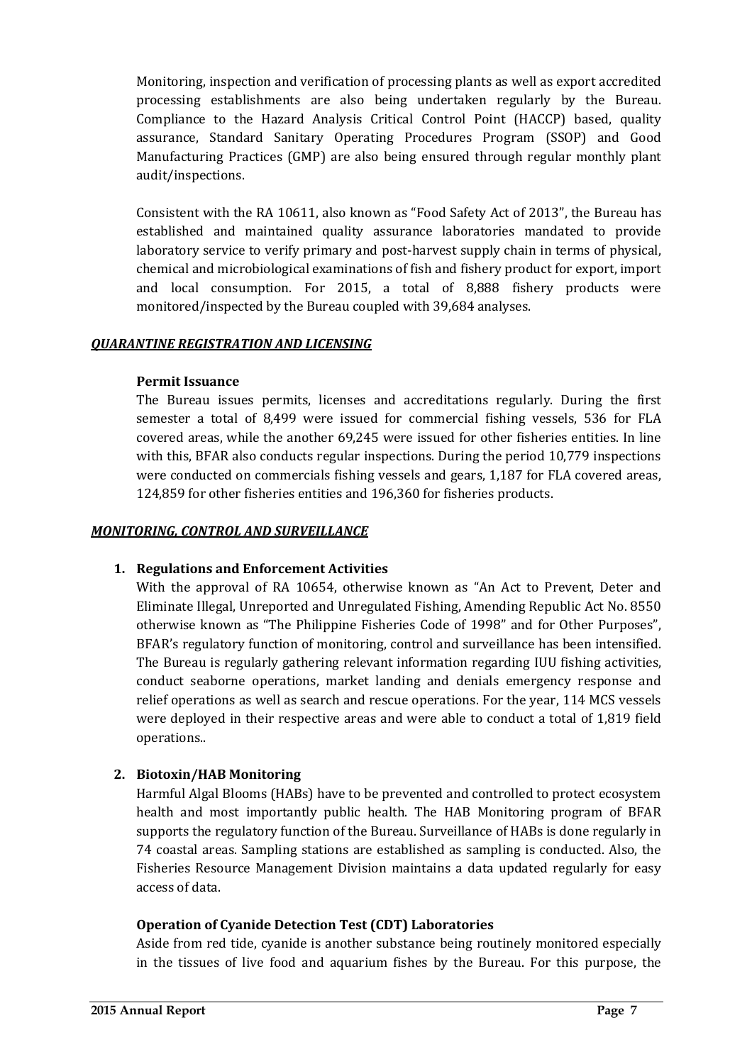Monitoring, inspection and verification of processing plants as well as export accredited processing establishments are also being undertaken regularly by the Bureau. Compliance to the Hazard Analysis Critical Control Point (HACCP) based, quality assurance, Standard Sanitary Operating Procedures Program (SSOP) and Good Manufacturing Practices (GMP) are also being ensured through regular monthly plant audit/inspections.

Consistent with the RA 10611, also known as "Food Safety Act of 2013", the Bureau has established and maintained quality assurance laboratories mandated to provide laboratory service to verify primary and post-harvest supply chain in terms of physical, chemical and microbiological examinations of fish and fishery product for export, import and local consumption. For 2015, a total of 8,888 fishery products were monitored/inspected by the Bureau coupled with 39,684 analyses.

***QUARANTINE REGISTRATION AND LICENSING***

**Permit Issuance**

The Bureau issues permits, licenses and accreditations regularly. During the first semester a total of 8,499 were issued for commercial fishing vessels, 536 for FLA covered areas, while the another 69,245 were issued for other fisheries entities. In line with this, BFAR also conducts regular inspections. During the period 10,779 inspections were conducted on commercials fishing vessels and gears, 1,187 for FLA covered areas, 124,859 for other fisheries entities and 196,360 for fisheries products.

***MONITORING, CONTROL AND SURVEILLANCE***

1. **Regulations and Enforcement Activities**

   With the approval of RA 10654, otherwise known as "An Act to Prevent, Deter and Eliminate Illegal, Unreported and Unregulated Fishing, Amending Republic Act No. 8550 otherwise known as "The Philippine Fisheries Code of 1998" and for Other Purposes", BFAR's regulatory function of monitoring, control and surveillance has been intensified. The Bureau is regularly gathering relevant information regarding IUU fishing activities, conduct seaborne operations, market landing and denials emergency response and relief operations as well as search and rescue operations. For the year, 114 MCS vessels were deployed in their respective areas and were able to conduct a total of 1,819 field operations..

2. **Biotoxin/HAB Monitoring**

   Harmful Algal Blooms (HABs) have to be prevented and controlled to protect ecosystem health and most importantly public health. The HAB Monitoring program of BFAR supports the regulatory function of the Bureau. Surveillance of HABs is done regularly in 74 coastal areas. Sampling stations are established as sampling is conducted. Also, the Fisheries Resource Management Division maintains a data updated regularly for easy access of data.

   **Operation of Cyanide Detection Test (CDT) Laboratories**

   Aside from red tide, cyanide is another substance being routinely monitored especially in the tissues of live food and aquarium fishes by the Bureau. For this purpose, the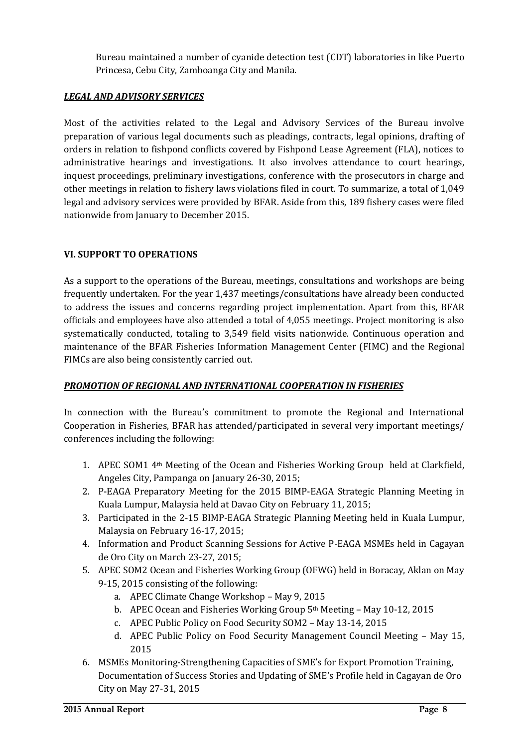Bureau maintained a number of cyanide detection test (CDT) laboratories in like Puerto Princesa, Cebu City, Zamboanga City and Manila.

***LEGAL AND ADVISORY SERVICES***

Most of the activities related to the Legal and Advisory Services of the Bureau involve preparation of various legal documents such as pleadings, contracts, legal opinions, drafting of orders in relation to fishpond conflicts covered by Fishpond Lease Agreement (FLA), notices to administrative hearings and investigations. It also involves attendance to court hearings, inquest proceedings, preliminary investigations, conference with the prosecutors in charge and other meetings in relation to fishery laws violations filed in court. To summarize, a total of 1,049 legal and advisory services were provided by BFAR. Aside from this, 189 fishery cases were filed nationwide from January to December 2015.

## VI. SUPPORT TO OPERATIONS

As a support to the operations of the Bureau, meetings, consultations and workshops are being frequently undertaken. For the year 1,437 meetings/consultations have already been conducted to address the issues and concerns regarding project implementation. Apart from this, BFAR officials and employees have also attended a total of 4,055 meetings. Project monitoring is also systematically conducted, totaling to 3,549 field visits nationwide. Continuous operation and maintenance of the BFAR Fisheries Information Management Center (FIMC) and the Regional FIMCs are also being consistently carried out.

***PROMOTION OF REGIONAL AND INTERNATIONAL COOPERATION IN FISHERIES***

In connection with the Bureau's commitment to promote the Regional and International Cooperation in Fisheries, BFAR has attended/participated in several very important meetings/ conferences including the following:

1. APEC SOM1 4th Meeting of the Ocean and Fisheries Working Group held at Clarkfield, Angeles City, Pampanga on January 26-30, 2015;
2. P-EAGA Preparatory Meeting for the 2015 BIMP-EAGA Strategic Planning Meeting in Kuala Lumpur, Malaysia held at Davao City on February 11, 2015;
3. Participated in the 2-15 BIMP-EAGA Strategic Planning Meeting held in Kuala Lumpur, Malaysia on February 16-17, 2015;
4. Information and Product Scanning Sessions for Active P-EAGA MSMEs held in Cagayan de Oro City on March 23-27, 2015;
5. APEC SOM2 Ocean and Fisheries Working Group (OFWG) held in Boracay, Aklan on May 9-15, 2015 consisting of the following:
   a. APEC Climate Change Workshop – May 9, 2015
   b. APEC Ocean and Fisheries Working Group 5th Meeting – May 10-12, 2015
   c. APEC Public Policy on Food Security SOM2 – May 13-14, 2015
   d. APEC Public Policy on Food Security Management Council Meeting – May 15, 2015
6. MSMEs Monitoring-Strengthening Capacities of SME's for Export Promotion Training, Documentation of Success Stories and Updating of SME's Profile held in Cagayan de Oro City on May 27-31, 2015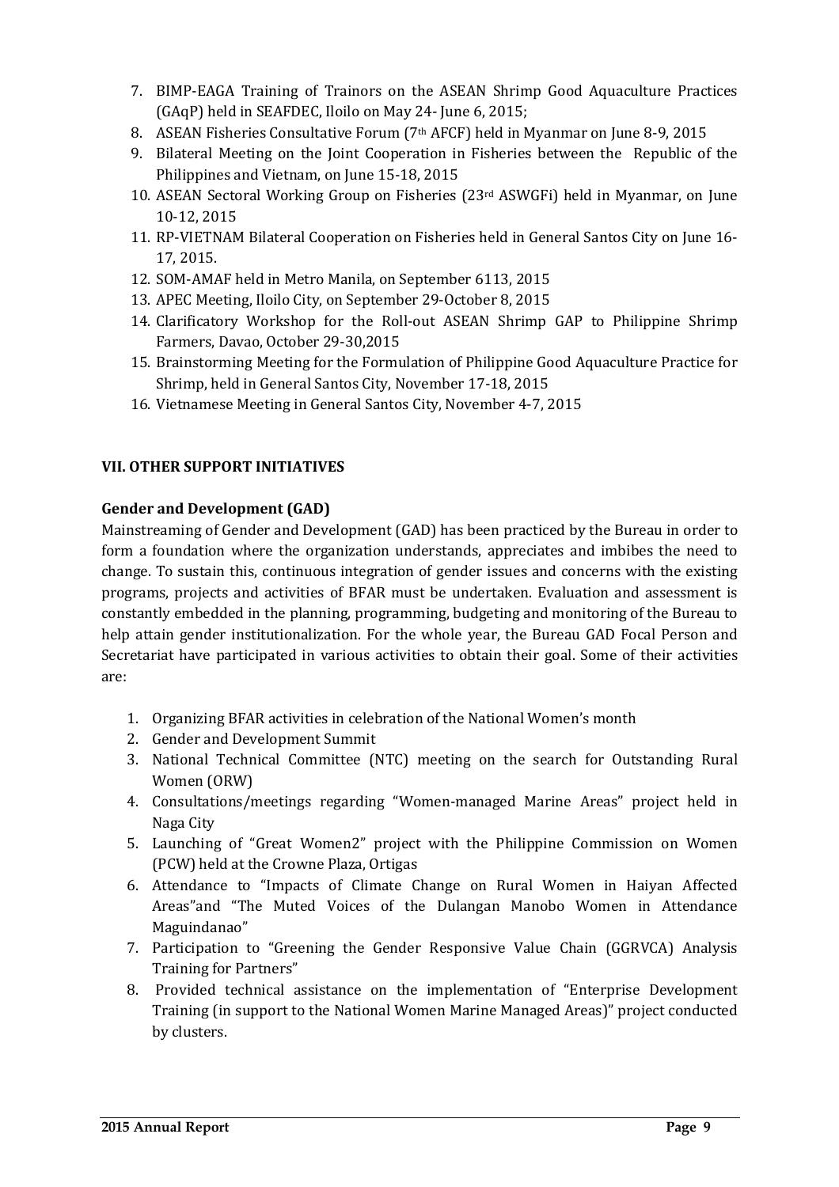7. BIMP-EAGA Training of Trainors on the ASEAN Shrimp Good Aquaculture Practices (GAqP) held in SEAFDEC, Iloilo on May 24- June 6, 2015;
8. ASEAN Fisheries Consultative Forum (7th AFCF) held in Myanmar on June 8-9, 2015
9. Bilateral Meeting on the Joint Cooperation in Fisheries between the Republic of the Philippines and Vietnam, on June 15-18, 2015
10. ASEAN Sectoral Working Group on Fisheries (23rd ASWGFi) held in Myanmar, on June 10-12, 2015
11. RP-VIETNAM Bilateral Cooperation on Fisheries held in General Santos City on June 16-17, 2015.
12. SOM-AMAF held in Metro Manila, on September 6113, 2015
13. APEC Meeting, Iloilo City, on September 29-October 8, 2015
14. Clarificatory Workshop for the Roll-out ASEAN Shrimp GAP to Philippine Shrimp Farmers, Davao, October 29-30,2015
15. Brainstorming Meeting for the Formulation of Philippine Good Aquaculture Practice for Shrimp, held in General Santos City, November 17-18, 2015
16. Vietnamese Meeting in General Santos City, November 4-7, 2015

## VII. OTHER SUPPORT INITIATIVES

### Gender and Development (GAD)

Mainstreaming of Gender and Development (GAD) has been practiced by the Bureau in order to form a foundation where the organization understands, appreciates and imbibes the need to change. To sustain this, continuous integration of gender issues and concerns with the existing programs, projects and activities of BFAR must be undertaken. Evaluation and assessment is constantly embedded in the planning, programming, budgeting and monitoring of the Bureau to help attain gender institutionalization. For the whole year, the Bureau GAD Focal Person and Secretariat have participated in various activities to obtain their goal. Some of their activities are:

1. Organizing BFAR activities in celebration of the National Women's month
2. Gender and Development Summit
3. National Technical Committee (NTC) meeting on the search for Outstanding Rural Women (ORW)
4. Consultations/meetings regarding "Women-managed Marine Areas" project held in Naga City
5. Launching of "Great Women2" project with the Philippine Commission on Women (PCW) held at the Crowne Plaza, Ortigas
6. Attendance to "Impacts of Climate Change on Rural Women in Haiyan Affected Areas"and "The Muted Voices of the Dulangan Manobo Women in Attendance Maguindanao"
7. Participation to "Greening the Gender Responsive Value Chain (GGRVCA) Analysis Training for Partners"
8. Provided technical assistance on the implementation of "Enterprise Development Training (in support to the National Women Marine Managed Areas)" project conducted by clusters.